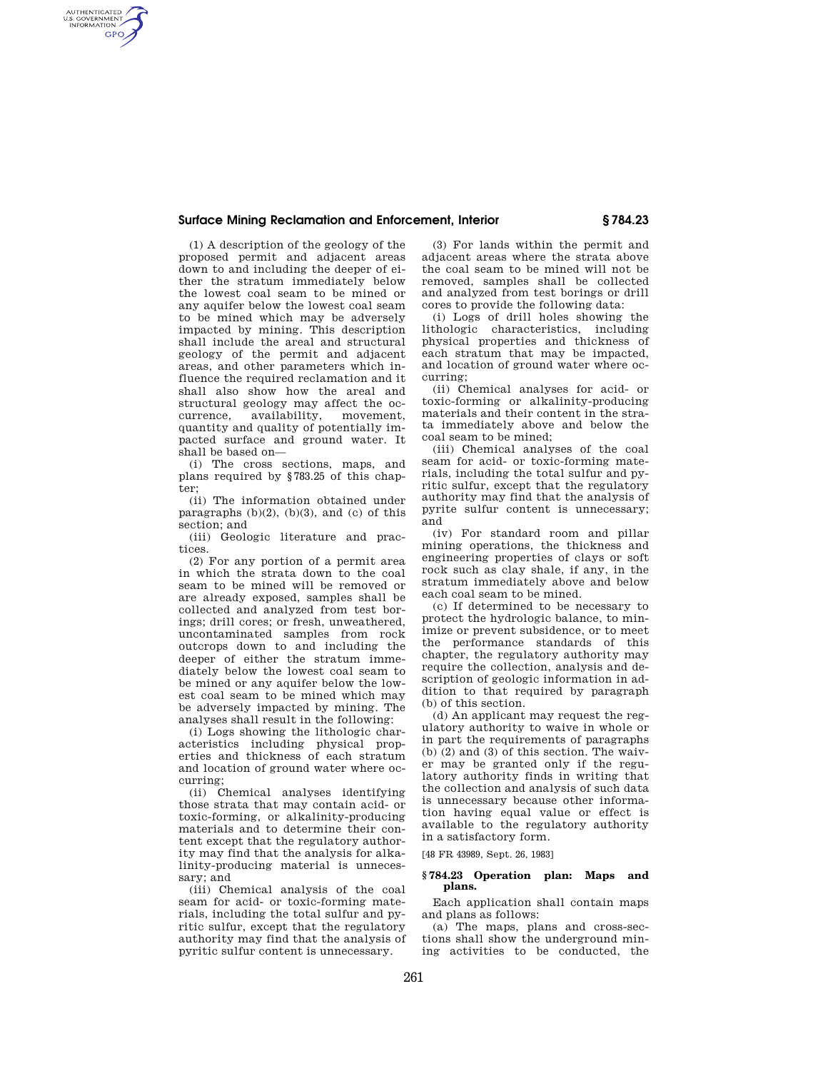(1) A description of the geology of the proposed permit and adjacent areas down to and including the deeper of either the stratum immediately below the lowest coal seam to be mined or any aquifer below the lowest coal seam to be mined which may be adversely impacted by mining. This description shall include the areal and structural geology of the permit and adjacent areas, and other parameters which influence the required reclamation and it shall also show how the areal and structural geology may affect the occurrence, availability, movement, quantity and quality of potentially impacted surface and ground water. It shall be based on—

(i) The cross sections, maps, and plans required by §783.25 of this chapter;

(ii) The information obtained under paragraphs (b)(2), (b)(3), and (c) of this section; and

(iii) Geologic literature and practices.

(2) For any portion of a permit area in which the strata down to the coal seam to be mined will be removed or are already exposed, samples shall be collected and analyzed from test borings; drill cores; or fresh, unweathered, uncontaminated samples from rock outcrops down to and including the deeper of either the stratum immediately below the lowest coal seam to be mined or any aquifer below the lowest coal seam to be mined which may be adversely impacted by mining. The analyses shall result in the following:

(i) Logs showing the lithologic characteristics including physical properties and thickness of each stratum and location of ground water where occurring;

(ii) Chemical analyses identifying those strata that may contain acid- or toxic-forming, or alkalinity-producing materials and to determine their content except that the regulatory authority may find that the analysis for alkalinity-producing material is unnecessary; and

(iii) Chemical analysis of the coal seam for acid- or toxic-forming materials, including the total sulfur and pyritic sulfur, except that the regulatory authority may find that the analysis of pyritic sulfur content is unnecessary.

(3) For lands within the permit and adjacent areas where the strata above the coal seam to be mined will not be removed, samples shall be collected and analyzed from test borings or drill cores to provide the following data:

(i) Logs of drill holes showing the lithologic characteristics, including physical properties and thickness of each stratum that may be impacted, and location of ground water where occurring;

(ii) Chemical analyses for acid- or toxic-forming or alkalinity-producing materials and their content in the strata immediately above and below the coal seam to be mined;

(iii) Chemical analyses of the coal seam for acid- or toxic-forming materials, including the total sulfur and pyritic sulfur, except that the regulatory authority may find that the analysis of pyrite sulfur content is unnecessary; and

(iv) For standard room and pillar mining operations, the thickness and engineering properties of clays or soft rock such as clay shale, if any, in the stratum immediately above and below each coal seam to be mined.

(c) If determined to be necessary to protect the hydrologic balance, to minimize or prevent subsidence, or to meet the performance standards of this chapter, the regulatory authority may require the collection, analysis and description of geologic information in addition to that required by paragraph (b) of this section.

(d) An applicant may request the regulatory authority to waive in whole or in part the requirements of paragraphs (b) (2) and (3) of this section. The waiver may be granted only if the regulatory authority finds in writing that the collection and analysis of such data is unnecessary because other information having equal value or effect is available to the regulatory authority in a satisfactory form.

[48 FR 43989, Sept. 26, 1983]

### § 784.23 Operation plan: Maps and plans.

Each application shall contain maps and plans as follows:

(a) The maps, plans and cross-sections shall show the underground mining activities to be conducted, the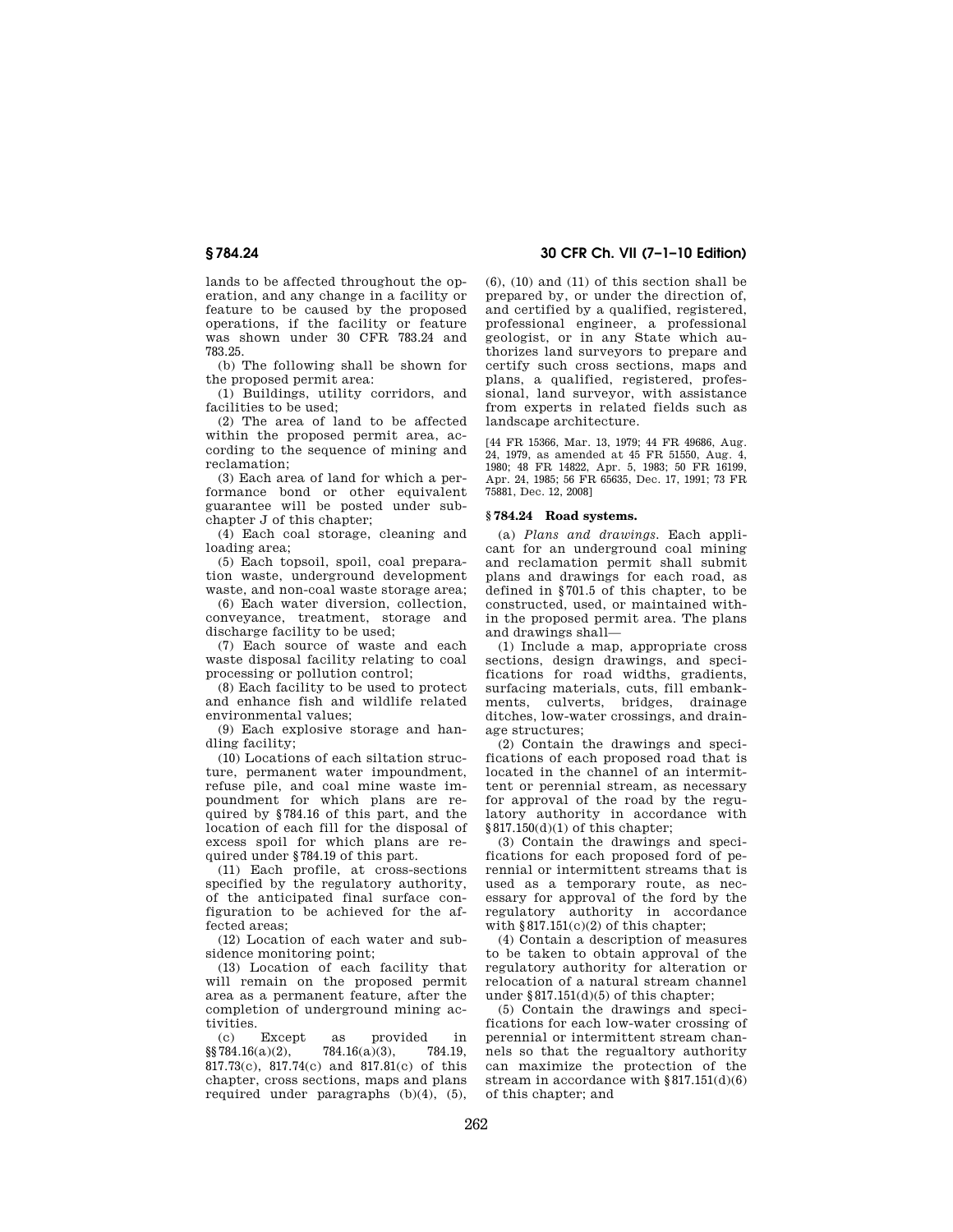lands to be affected throughout the operation, and any change in a facility or feature to be caused by the proposed operations, if the facility or feature was shown under 30 CFR 783.24 and 783.25.

(b) The following shall be shown for the proposed permit area:

(1) Buildings, utility corridors, and facilities to be used;

(2) The area of land to be affected within the proposed permit area, according to the sequence of mining and reclamation;

(3) Each area of land for which a performance bond or other equivalent guarantee will be posted under subchapter J of this chapter;

(4) Each coal storage, cleaning and loading area;

(5) Each topsoil, spoil, coal preparation waste, underground development waste, and non-coal waste storage area;

(6) Each water diversion, collection, conveyance, treatment, storage and discharge facility to be used;

(7) Each source of waste and each waste disposal facility relating to coal processing or pollution control;

(8) Each facility to be used to protect and enhance fish and wildlife related environmental values;

(9) Each explosive storage and handling facility;

(10) Locations of each siltation structure, permanent water impoundment, refuse pile, and coal mine waste impoundment for which plans are required by §784.16 of this part, and the location of each fill for the disposal of excess spoil for which plans are required under §784.19 of this part.

(11) Each profile, at cross-sections specified by the regulatory authority, of the anticipated final surface configuration to be achieved for the affected areas;

(12) Location of each water and subsidence monitoring point;

(13) Location of each facility that will remain on the proposed permit area as a permanent feature, after the completion of underground mining activities.

(c) Except as provided in §§784.16(a)(2), 784.16(a)(3), 784.19, 817.73(c), 817.74(c) and 817.81(c) of this chapter, cross sections, maps and plans required under paragraphs (b)(4), (5), (6), (10) and (11) of this section shall be prepared by, or under the direction of, and certified by a qualified, registered, professional engineer, a professional geologist, or in any State which authorizes land surveyors to prepare and certify such cross sections, maps and plans, a qualified, registered, professional, land surveyor, with assistance from experts in related fields such as landscape architecture.

[44 FR 15366, Mar. 13, 1979; 44 FR 49686, Aug. 24, 1979, as amended at 45 FR 51550, Aug. 4, 1980; 48 FR 14822, Apr. 5, 1983; 50 FR 16199, Apr. 24, 1985; 56 FR 65635, Dec. 17, 1991; 73 FR 75881, Dec. 12, 2008]

## § 784.24 Road systems.

(a) *Plans and drawings.* Each applicant for an underground coal mining and reclamation permit shall submit plans and drawings for each road, as defined in §701.5 of this chapter, to be constructed, used, or maintained within the proposed permit area. The plans and drawings shall—

(1) Include a map, appropriate cross sections, design drawings, and specifications for road widths, gradients, surfacing materials, cuts, fill embankments, culverts, bridges, drainage ditches, low-water crossings, and drainage structures;

(2) Contain the drawings and specifications of each proposed road that is located in the channel of an intermittent or perennial stream, as necessary for approval of the road by the regulatory authority in accordance with §817.150(d)(1) of this chapter;

(3) Contain the drawings and specifications for each proposed ford of perennial or intermittent streams that is used as a temporary route, as necessary for approval of the ford by the regulatory authority in accordance with §817.151(c)(2) of this chapter;

(4) Contain a description of measures to be taken to obtain approval of the regulatory authority for alteration or relocation of a natural stream channel under §817.151(d)(5) of this chapter;

(5) Contain the drawings and specifications for each low-water crossing of perennial or intermittent stream channels so that the regualtory authority can maximize the protection of the stream in accordance with §817.151(d)(6) of this chapter; and